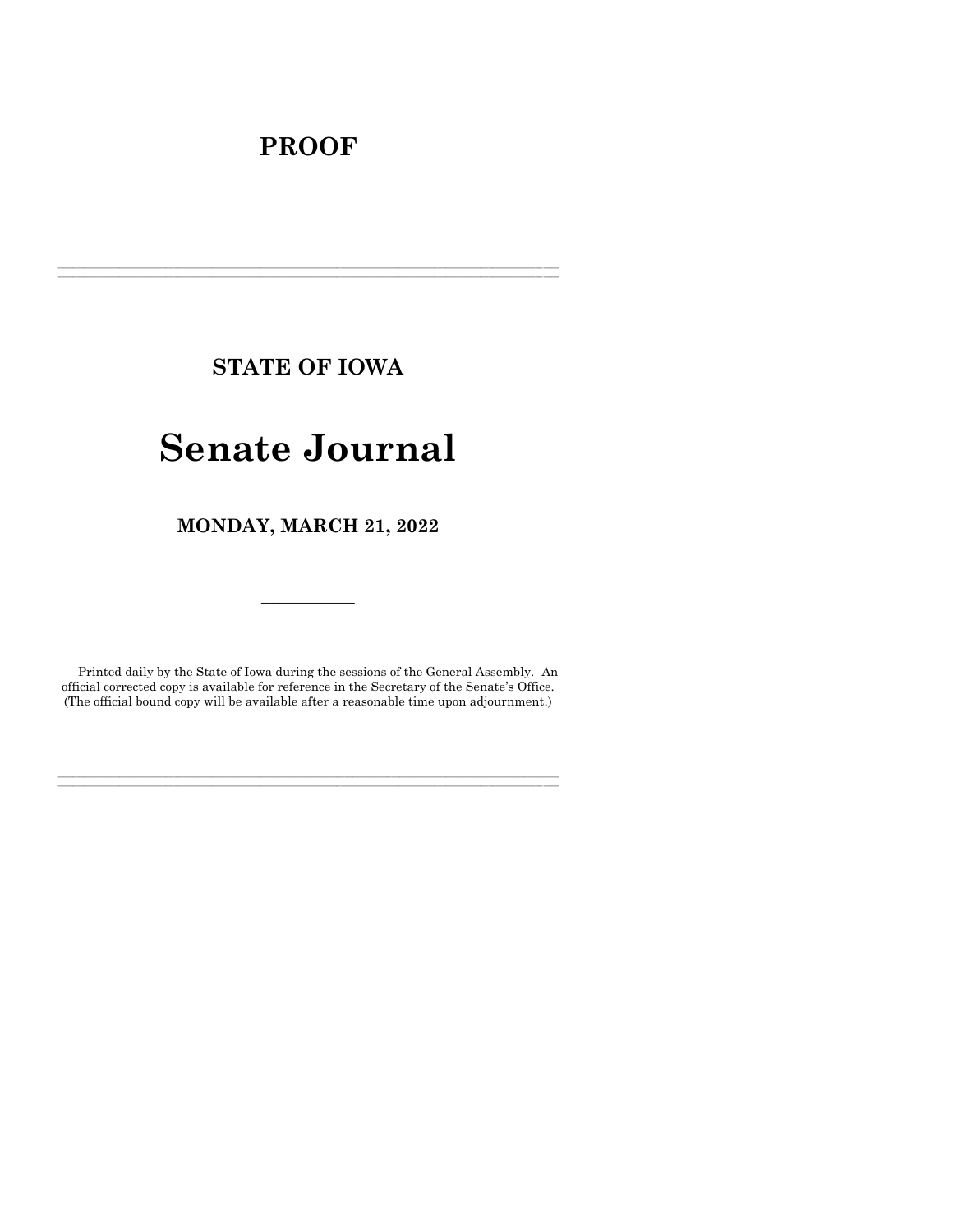# PROOF

---

## STATE OF IOWA

# Senate Journal

## MONDAY, MARCH 21, 2022

---

Printed daily by the State of Iowa during the sessions of the General Assembly. An official corrected copy is available for reference in the Secretary of the Senate's Office. (The official bound copy will be available after a reasonable time upon adjournment.)

---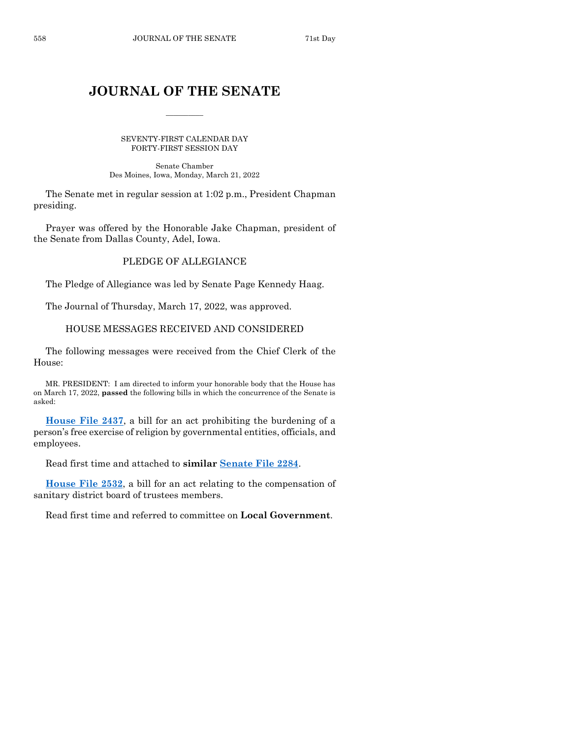# JOURNAL OF THE SENATE

SEVENTY-FIRST CALENDAR DAY
FORTY-FIRST SESSION DAY

Senate Chamber
Des Moines, Iowa, Monday, March 21, 2022

The Senate met in regular session at 1:02 p.m., President Chapman presiding.

Prayer was offered by the Honorable Jake Chapman, president of the Senate from Dallas County, Adel, Iowa.

## PLEDGE OF ALLEGIANCE

The Pledge of Allegiance was led by Senate Page Kennedy Haag.

The Journal of Thursday, March 17, 2022, was approved.

## HOUSE MESSAGES RECEIVED AND CONSIDERED

The following messages were received from the Chief Clerk of the House:

MR. PRESIDENT: I am directed to inform your honorable body that the House has on March 17, 2022, **passed** the following bills in which the concurrence of the Senate is asked:

**House File 2437**, a bill for an act prohibiting the burdening of a person's free exercise of religion by governmental entities, officials, and employees.

Read first time and attached to **similar Senate File 2284**.

**House File 2532**, a bill for an act relating to the compensation of sanitary district board of trustees members.

Read first time and referred to committee on **Local Government**.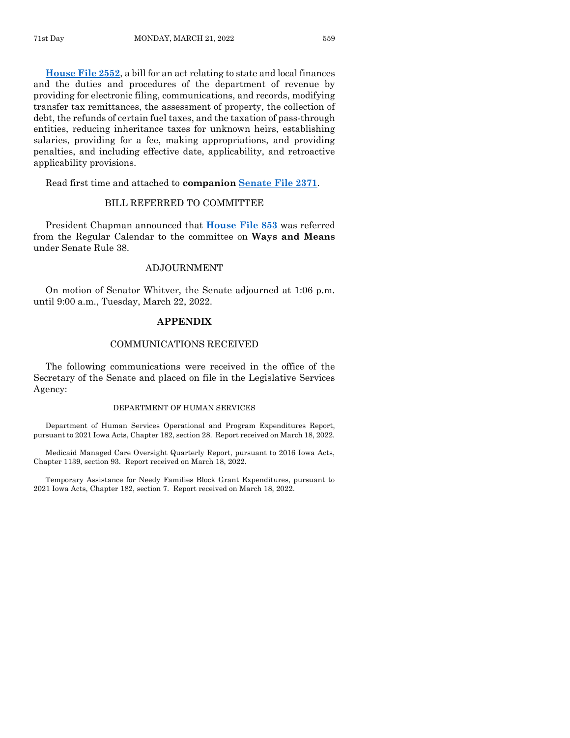**House File 2552**, a bill for an act relating to state and local finances and the duties and procedures of the department of revenue by providing for electronic filing, communications, and records, modifying transfer tax remittances, the assessment of property, the collection of debt, the refunds of certain fuel taxes, and the taxation of pass-through entities, reducing inheritance taxes for unknown heirs, establishing salaries, providing for a fee, making appropriations, and providing penalties, and including effective date, applicability, and retroactive applicability provisions.

Read first time and attached to **companion** **Senate File 2371**.

## BILL REFERRED TO COMMITTEE

President Chapman announced that **House File 853** was referred from the Regular Calendar to the committee on **Ways and Means** under Senate Rule 38.

## ADJOURNMENT

On motion of Senator Whitver, the Senate adjourned at 1:06 p.m. until 9:00 a.m., Tuesday, March 22, 2022.

# APPENDIX

## COMMUNICATIONS RECEIVED

The following communications were received in the office of the Secretary of the Senate and placed on file in the Legislative Services Agency:

### DEPARTMENT OF HUMAN SERVICES

Department of Human Services Operational and Program Expenditures Report, pursuant to 2021 Iowa Acts, Chapter 182, section 28. Report received on March 18, 2022.

Medicaid Managed Care Oversight Quarterly Report, pursuant to 2016 Iowa Acts, Chapter 1139, section 93. Report received on March 18, 2022.

Temporary Assistance for Needy Families Block Grant Expenditures, pursuant to 2021 Iowa Acts, Chapter 182, section 7. Report received on March 18, 2022.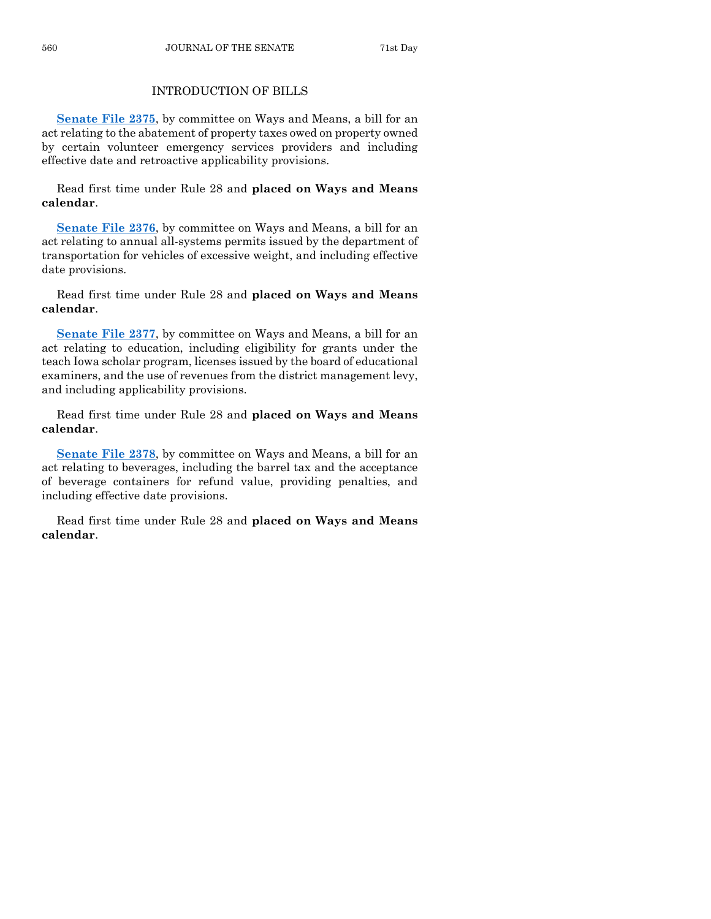## INTRODUCTION OF BILLS

**Senate File 2375**, by committee on Ways and Means, a bill for an act relating to the abatement of property taxes owed on property owned by certain volunteer emergency services providers and including effective date and retroactive applicability provisions.

Read first time under Rule 28 and **placed on Ways and Means calendar**.

**Senate File 2376**, by committee on Ways and Means, a bill for an act relating to annual all-systems permits issued by the department of transportation for vehicles of excessive weight, and including effective date provisions.

Read first time under Rule 28 and **placed on Ways and Means calendar**.

**Senate File 2377**, by committee on Ways and Means, a bill for an act relating to education, including eligibility for grants under the teach Iowa scholar program, licenses issued by the board of educational examiners, and the use of revenues from the district management levy, and including applicability provisions.

Read first time under Rule 28 and **placed on Ways and Means calendar**.

**Senate File 2378**, by committee on Ways and Means, a bill for an act relating to beverages, including the barrel tax and the acceptance of beverage containers for refund value, providing penalties, and including effective date provisions.

Read first time under Rule 28 and **placed on Ways and Means calendar**.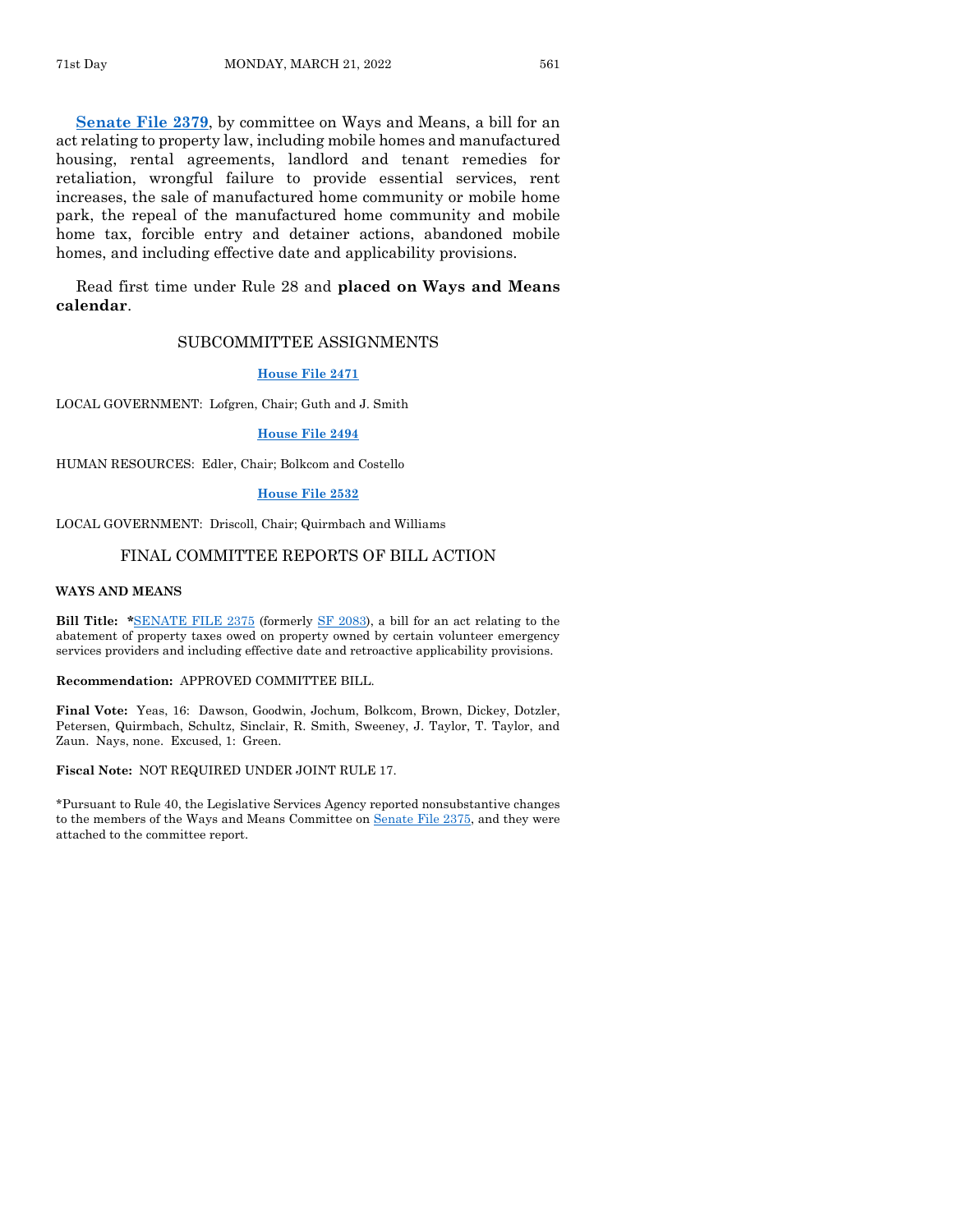**Senate File 2379**, by committee on Ways and Means, a bill for an act relating to property law, including mobile homes and manufactured housing, rental agreements, landlord and tenant remedies for retaliation, wrongful failure to provide essential services, rent increases, the sale of manufactured home community or mobile home park, the repeal of the manufactured home community and mobile home tax, forcible entry and detainer actions, abandoned mobile homes, and including effective date and applicability provisions.

Read first time under Rule 28 and **placed on Ways and Means calendar**.

## SUBCOMMITTEE ASSIGNMENTS

**House File 2471**

LOCAL GOVERNMENT: Lofgren, Chair; Guth and J. Smith

**House File 2494**

HUMAN RESOURCES: Edler, Chair; Bolkcom and Costello

**House File 2532**

LOCAL GOVERNMENT: Driscoll, Chair; Quirmbach and Williams

## FINAL COMMITTEE REPORTS OF BILL ACTION

**WAYS AND MEANS**

**Bill Title:** ***SENATE FILE 2375** (formerly SF 2083), a bill for an act relating to the abatement of property taxes owed on property owned by certain volunteer emergency services providers and including effective date and retroactive applicability provisions.

**Recommendation:** APPROVED COMMITTEE BILL.

**Final Vote:** Yeas, 16: Dawson, Goodwin, Jochum, Bolkcom, Brown, Dickey, Dotzler, Petersen, Quirmbach, Schultz, Sinclair, R. Smith, Sweeney, J. Taylor, T. Taylor, and Zaun. Nays, none. Excused, 1: Green.

**Fiscal Note:** NOT REQUIRED UNDER JOINT RULE 17.

*Pursuant to Rule 40, the Legislative Services Agency reported nonsubstantive changes to the members of the Ways and Means Committee on Senate File 2375, and they were attached to the committee report.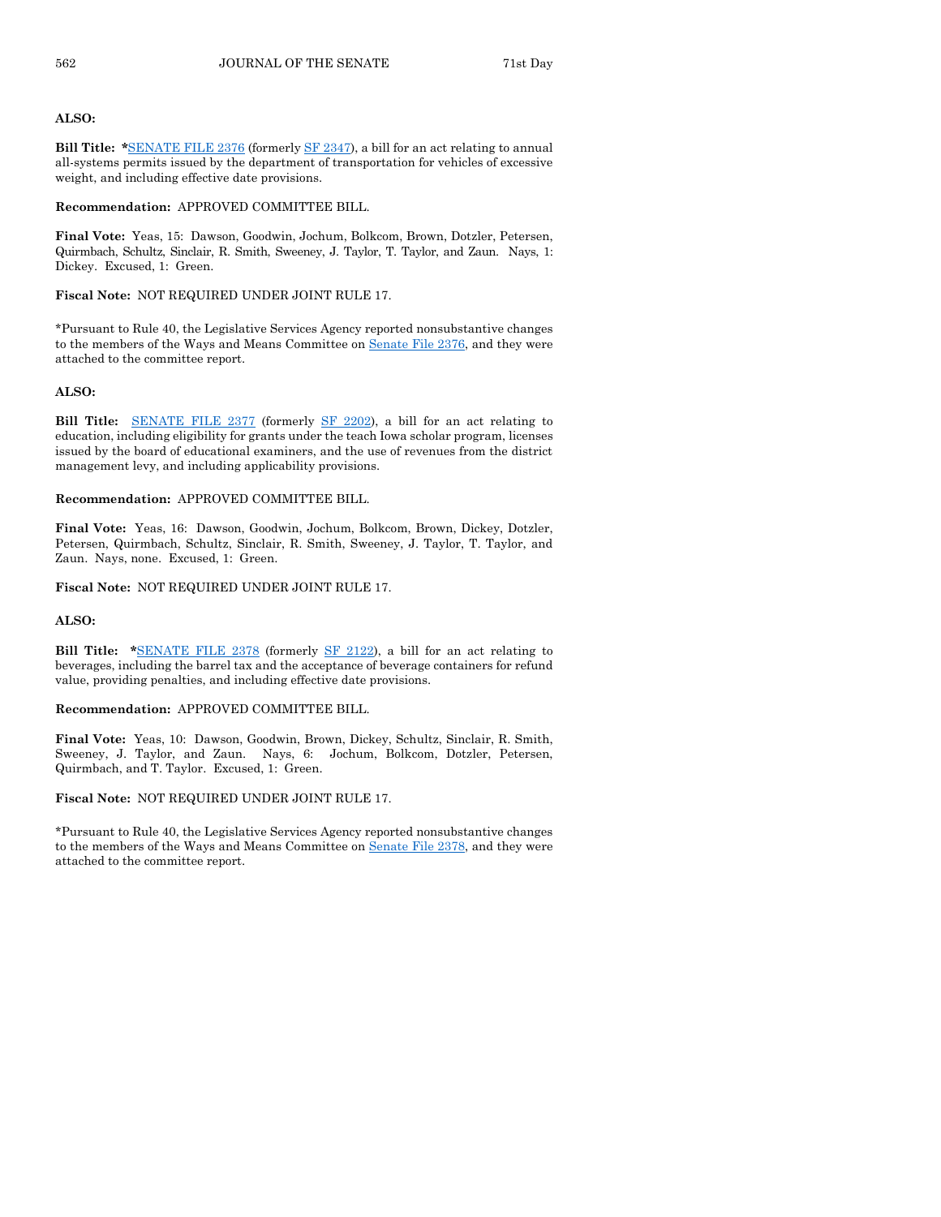**ALSO:**

**Bill Title:** ***SENATE FILE 2376** (formerly SF 2347), a bill for an act relating to annual all-systems permits issued by the department of transportation for vehicles of excessive weight, and including effective date provisions.

**Recommendation:** APPROVED COMMITTEE BILL.

**Final Vote:** Yeas, 15: Dawson, Goodwin, Jochum, Bolkcom, Brown, Dotzler, Petersen, Quirmbach, Schultz, Sinclair, R. Smith, Sweeney, J. Taylor, T. Taylor, and Zaun. Nays, 1: Dickey. Excused, 1: Green.

**Fiscal Note:** NOT REQUIRED UNDER JOINT RULE 17.

*Pursuant to Rule 40, the Legislative Services Agency reported nonsubstantive changes to the members of the Ways and Means Committee on Senate File 2376, and they were attached to the committee report.

**ALSO:**

**Bill Title:** SENATE FILE 2377 (formerly SF 2202), a bill for an act relating to education, including eligibility for grants under the teach Iowa scholar program, licenses issued by the board of educational examiners, and the use of revenues from the district management levy, and including applicability provisions.

**Recommendation:** APPROVED COMMITTEE BILL.

**Final Vote:** Yeas, 16: Dawson, Goodwin, Jochum, Bolkcom, Brown, Dickey, Dotzler, Petersen, Quirmbach, Schultz, Sinclair, R. Smith, Sweeney, J. Taylor, T. Taylor, and Zaun. Nays, none. Excused, 1: Green.

**Fiscal Note:** NOT REQUIRED UNDER JOINT RULE 17.

**ALSO:**

**Bill Title:** ***SENATE FILE 2378** (formerly SF 2122), a bill for an act relating to beverages, including the barrel tax and the acceptance of beverage containers for refund value, providing penalties, and including effective date provisions.

**Recommendation:** APPROVED COMMITTEE BILL.

**Final Vote:** Yeas, 10: Dawson, Goodwin, Brown, Dickey, Schultz, Sinclair, R. Smith, Sweeney, J. Taylor, and Zaun. Nays, 6: Jochum, Bolkcom, Dotzler, Petersen, Quirmbach, and T. Taylor. Excused, 1: Green.

**Fiscal Note:** NOT REQUIRED UNDER JOINT RULE 17.

*Pursuant to Rule 40, the Legislative Services Agency reported nonsubstantive changes to the members of the Ways and Means Committee on Senate File 2378, and they were attached to the committee report.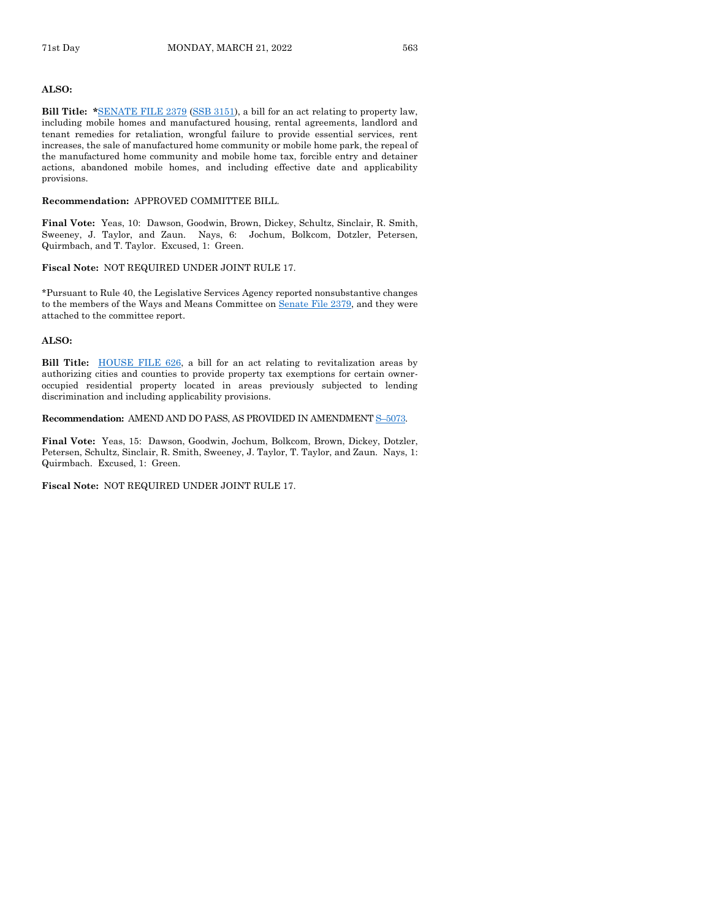**ALSO:**

**Bill Title: ***SENATE FILE 2379 (SSB 3151), a bill for an act relating to property law, including mobile homes and manufactured housing, rental agreements, landlord and tenant remedies for retaliation, wrongful failure to provide essential services, rent increases, the sale of manufactured home community or mobile home park, the repeal of the manufactured home community and mobile home tax, forcible entry and detainer actions, abandoned mobile homes, and including effective date and applicability provisions.

**Recommendation:** APPROVED COMMITTEE BILL.

**Final Vote:** Yeas, 10: Dawson, Goodwin, Brown, Dickey, Schultz, Sinclair, R. Smith, Sweeney, J. Taylor, and Zaun. Nays, 6: Jochum, Bolkcom, Dotzler, Petersen, Quirmbach, and T. Taylor. Excused, 1: Green.

**Fiscal Note:** NOT REQUIRED UNDER JOINT RULE 17.

*Pursuant to Rule 40, the Legislative Services Agency reported nonsubstantive changes to the members of the Ways and Means Committee on Senate File 2379, and they were attached to the committee report.

**ALSO:**

**Bill Title:** HOUSE FILE 626, a bill for an act relating to revitalization areas by authorizing cities and counties to provide property tax exemptions for certain owner-occupied residential property located in areas previously subjected to lending discrimination and including applicability provisions.

**Recommendation:** AMEND AND DO PASS, AS PROVIDED IN AMENDMENT S–5073.

**Final Vote:** Yeas, 15: Dawson, Goodwin, Jochum, Bolkcom, Brown, Dickey, Dotzler, Petersen, Schultz, Sinclair, R. Smith, Sweeney, J. Taylor, T. Taylor, and Zaun. Nays, 1: Quirmbach. Excused, 1: Green.

**Fiscal Note:** NOT REQUIRED UNDER JOINT RULE 17.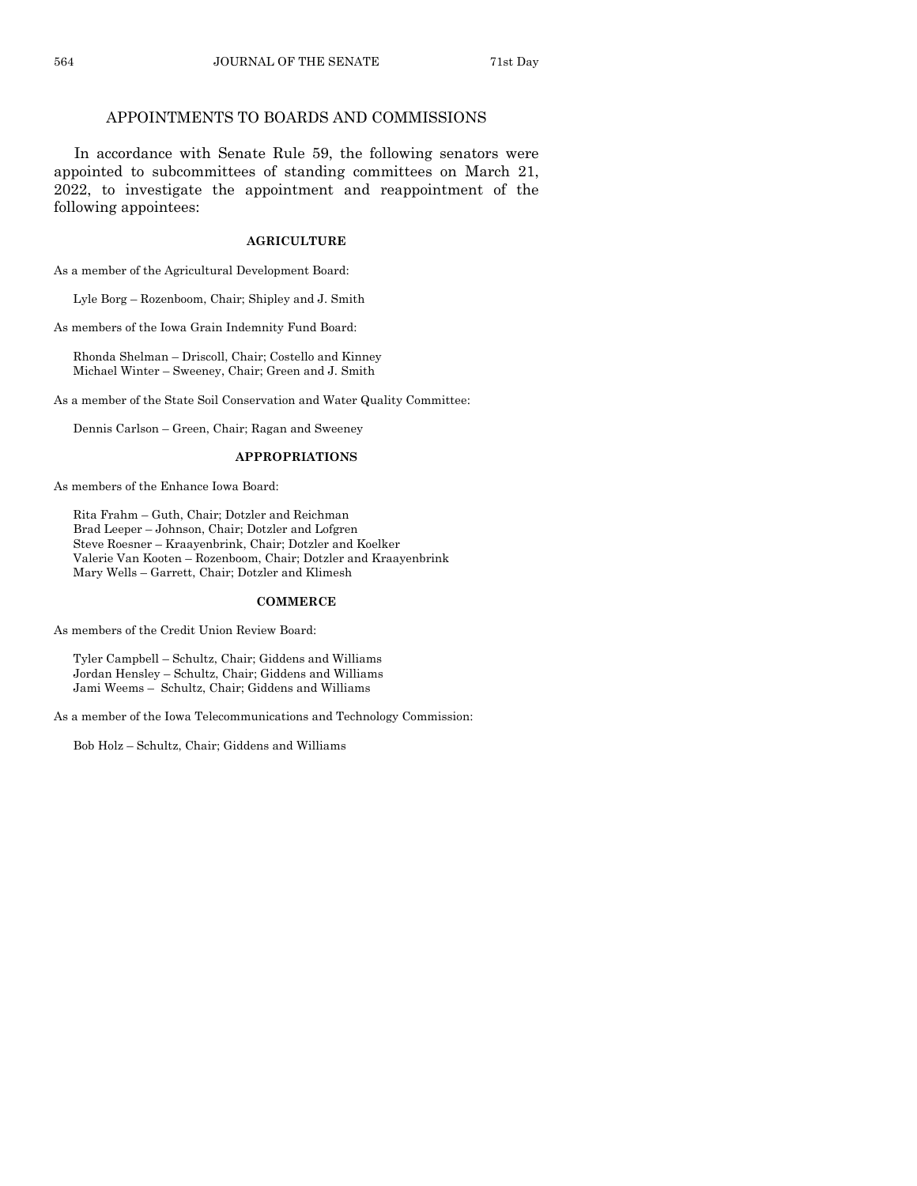## APPOINTMENTS TO BOARDS AND COMMISSIONS

In accordance with Senate Rule 59, the following senators were appointed to subcommittees of standing committees on March 21, 2022, to investigate the appointment and reappointment of the following appointees:

### AGRICULTURE

As a member of the Agricultural Development Board:

Lyle Borg – Rozenboom, Chair; Shipley and J. Smith

As members of the Iowa Grain Indemnity Fund Board:

Rhonda Shelman – Driscoll, Chair; Costello and Kinney
Michael Winter – Sweeney, Chair; Green and J. Smith

As a member of the State Soil Conservation and Water Quality Committee:

Dennis Carlson – Green, Chair; Ragan and Sweeney

### APPROPRIATIONS

As members of the Enhance Iowa Board:

Rita Frahm – Guth, Chair; Dotzler and Reichman
Brad Leeper – Johnson, Chair; Dotzler and Lofgren
Steve Roesner – Kraayenbrink, Chair; Dotzler and Koelker
Valerie Van Kooten – Rozenboom, Chair; Dotzler and Kraayenbrink
Mary Wells – Garrett, Chair; Dotzler and Klimesh

### COMMERCE

As members of the Credit Union Review Board:

Tyler Campbell – Schultz, Chair; Giddens and Williams
Jordan Hensley – Schultz, Chair; Giddens and Williams
Jami Weems – Schultz, Chair; Giddens and Williams

As a member of the Iowa Telecommunications and Technology Commission:

Bob Holz – Schultz, Chair; Giddens and Williams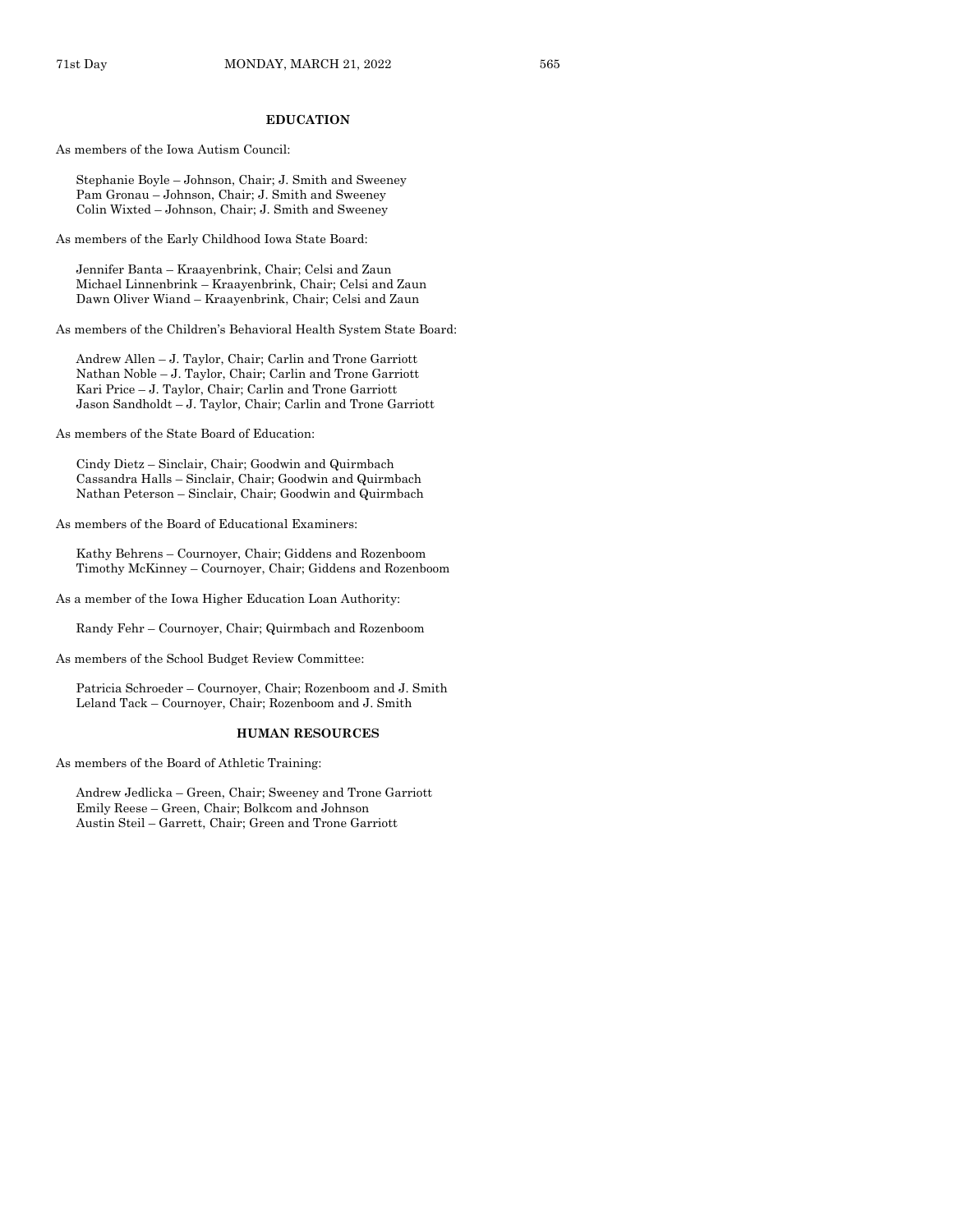**EDUCATION**

As members of the Iowa Autism Council:

Stephanie Boyle – Johnson, Chair; J. Smith and Sweeney
Pam Gronau – Johnson, Chair; J. Smith and Sweeney
Colin Wixted – Johnson, Chair; J. Smith and Sweeney

As members of the Early Childhood Iowa State Board:

Jennifer Banta – Kraayenbrink, Chair; Celsi and Zaun
Michael Linnenbrink – Kraayenbrink, Chair; Celsi and Zaun
Dawn Oliver Wiand – Kraayenbrink, Chair; Celsi and Zaun

As members of the Children's Behavioral Health System State Board:

Andrew Allen – J. Taylor, Chair; Carlin and Trone Garriott
Nathan Noble – J. Taylor, Chair; Carlin and Trone Garriott
Kari Price – J. Taylor, Chair; Carlin and Trone Garriott
Jason Sandholdt – J. Taylor, Chair; Carlin and Trone Garriott

As members of the State Board of Education:

Cindy Dietz – Sinclair, Chair; Goodwin and Quirmbach
Cassandra Halls – Sinclair, Chair; Goodwin and Quirmbach
Nathan Peterson – Sinclair, Chair; Goodwin and Quirmbach

As members of the Board of Educational Examiners:

Kathy Behrens – Cournoyer, Chair; Giddens and Rozenboom
Timothy McKinney – Cournoyer, Chair; Giddens and Rozenboom

As a member of the Iowa Higher Education Loan Authority:

Randy Fehr – Cournoyer, Chair; Quirmbach and Rozenboom

As members of the School Budget Review Committee:

Patricia Schroeder – Cournoyer, Chair; Rozenboom and J. Smith
Leland Tack – Cournoyer, Chair; Rozenboom and J. Smith

**HUMAN RESOURCES**

As members of the Board of Athletic Training:

Andrew Jedlicka – Green, Chair; Sweeney and Trone Garriott
Emily Reese – Green, Chair; Bolkcom and Johnson
Austin Steil – Garrett, Chair; Green and Trone Garriott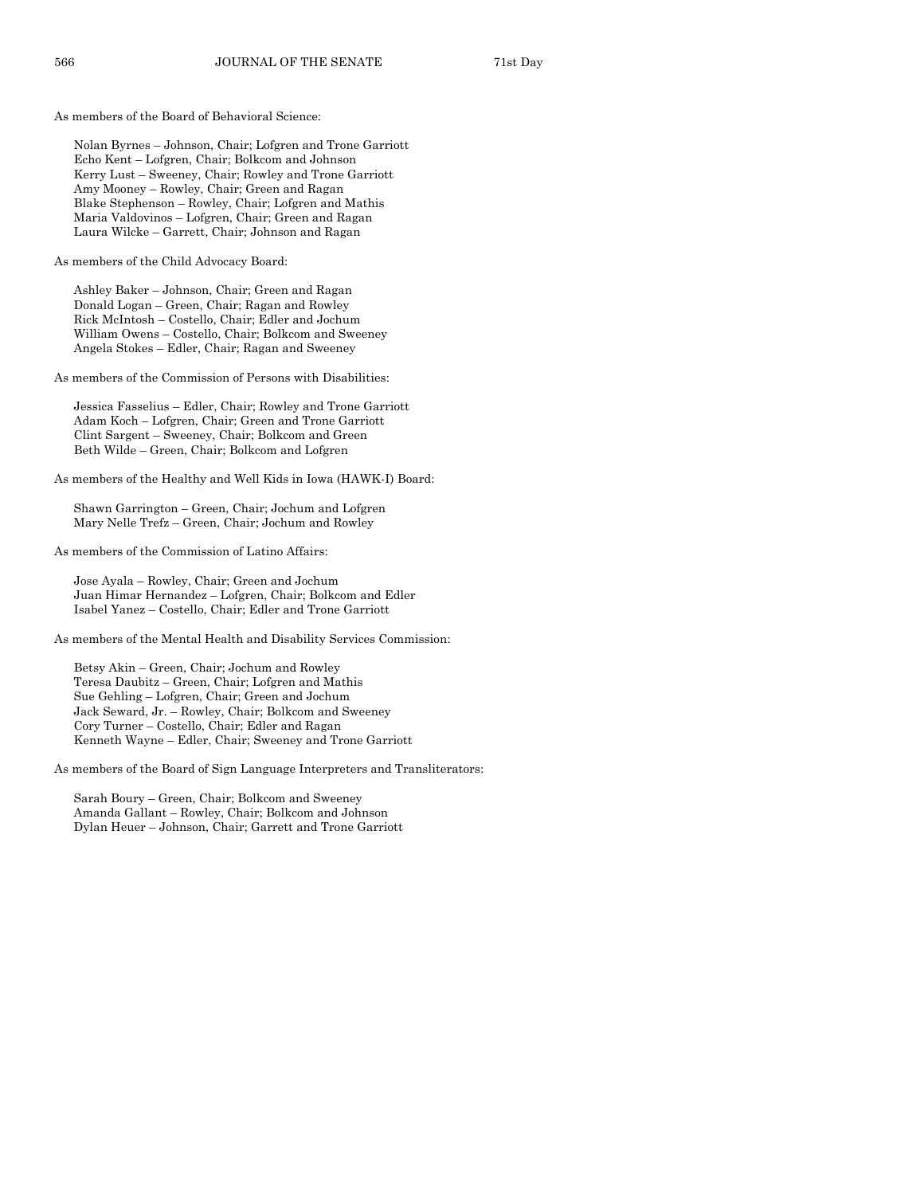As members of the Board of Behavioral Science:

Nolan Byrnes – Johnson, Chair; Lofgren and Trone Garriott
Echo Kent – Lofgren, Chair; Bolkcom and Johnson
Kerry Lust – Sweeney, Chair; Rowley and Trone Garriott
Amy Mooney – Rowley, Chair; Green and Ragan
Blake Stephenson – Rowley, Chair; Lofgren and Mathis
Maria Valdovinos – Lofgren, Chair; Green and Ragan
Laura Wilcke – Garrett, Chair; Johnson and Ragan

As members of the Child Advocacy Board:

Ashley Baker – Johnson, Chair; Green and Ragan
Donald Logan – Green, Chair; Ragan and Rowley
Rick McIntosh – Costello, Chair; Edler and Jochum
William Owens – Costello, Chair; Bolkcom and Sweeney
Angela Stokes – Edler, Chair; Ragan and Sweeney

As members of the Commission of Persons with Disabilities:

Jessica Fasselius – Edler, Chair; Rowley and Trone Garriott
Adam Koch – Lofgren, Chair; Green and Trone Garriott
Clint Sargent – Sweeney, Chair; Bolkcom and Green
Beth Wilde – Green, Chair; Bolkcom and Lofgren

As members of the Healthy and Well Kids in Iowa (HAWK-I) Board:

Shawn Garrington – Green, Chair; Jochum and Lofgren
Mary Nelle Trefz – Green, Chair; Jochum and Rowley

As members of the Commission of Latino Affairs:

Jose Ayala – Rowley, Chair; Green and Jochum
Juan Himar Hernandez – Lofgren, Chair; Bolkcom and Edler
Isabel Yanez – Costello, Chair; Edler and Trone Garriott

As members of the Mental Health and Disability Services Commission:

Betsy Akin – Green, Chair; Jochum and Rowley
Teresa Daubitz – Green, Chair; Lofgren and Mathis
Sue Gehling – Lofgren, Chair; Green and Jochum
Jack Seward, Jr. – Rowley, Chair; Bolkcom and Sweeney
Cory Turner – Costello, Chair; Edler and Ragan
Kenneth Wayne – Edler, Chair; Sweeney and Trone Garriott

As members of the Board of Sign Language Interpreters and Transliterators:

Sarah Boury – Green, Chair; Bolkcom and Sweeney
Amanda Gallant – Rowley, Chair; Bolkcom and Johnson
Dylan Heuer – Johnson, Chair; Garrett and Trone Garriott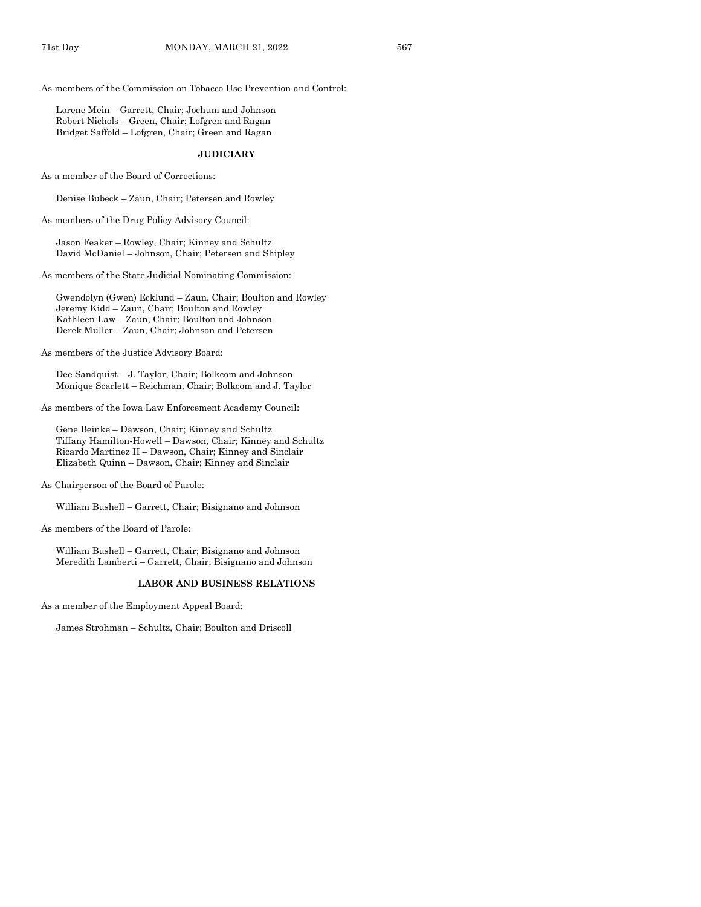As members of the Commission on Tobacco Use Prevention and Control:

Lorene Mein – Garrett, Chair; Jochum and Johnson
Robert Nichols – Green, Chair; Lofgren and Ragan
Bridget Saffold – Lofgren, Chair; Green and Ragan

### JUDICIARY

As a member of the Board of Corrections:

Denise Bubeck – Zaun, Chair; Petersen and Rowley

As members of the Drug Policy Advisory Council:

Jason Feaker – Rowley, Chair; Kinney and Schultz
David McDaniel – Johnson, Chair; Petersen and Shipley

As members of the State Judicial Nominating Commission:

Gwendolyn (Gwen) Ecklund – Zaun, Chair; Boulton and Rowley
Jeremy Kidd – Zaun, Chair; Boulton and Rowley
Kathleen Law – Zaun, Chair; Boulton and Johnson
Derek Muller – Zaun, Chair; Johnson and Petersen

As members of the Justice Advisory Board:

Dee Sandquist – J. Taylor, Chair; Bolkcom and Johnson
Monique Scarlett – Reichman, Chair; Bolkcom and J. Taylor

As members of the Iowa Law Enforcement Academy Council:

Gene Beinke – Dawson, Chair; Kinney and Schultz
Tiffany Hamilton-Howell – Dawson, Chair; Kinney and Schultz
Ricardo Martinez II – Dawson, Chair; Kinney and Sinclair
Elizabeth Quinn – Dawson, Chair; Kinney and Sinclair

As Chairperson of the Board of Parole:

William Bushell – Garrett, Chair; Bisignano and Johnson

As members of the Board of Parole:

William Bushell – Garrett, Chair; Bisignano and Johnson
Meredith Lamberti – Garrett, Chair; Bisignano and Johnson

### LABOR AND BUSINESS RELATIONS

As a member of the Employment Appeal Board:

James Strohman – Schultz, Chair; Boulton and Driscoll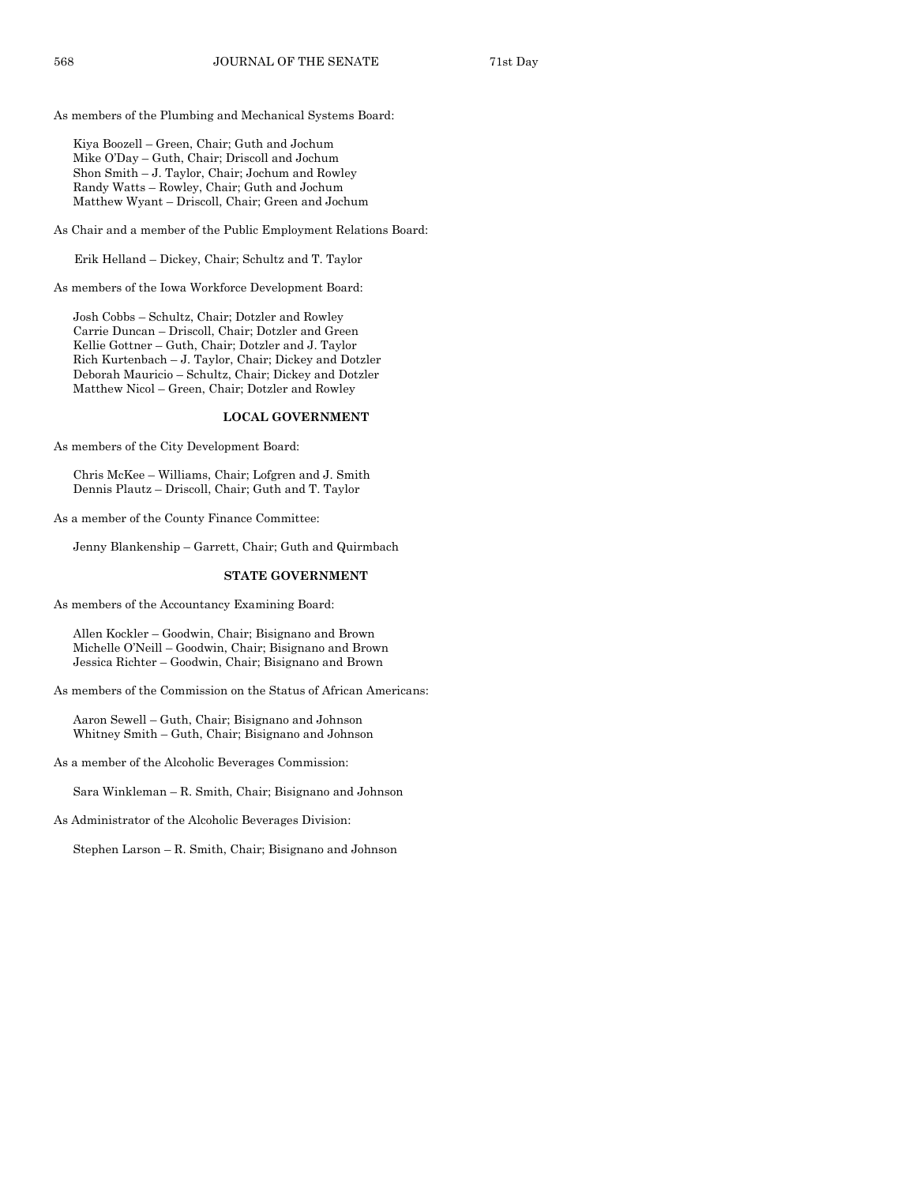As members of the Plumbing and Mechanical Systems Board:

Kiya Boozell – Green, Chair; Guth and Jochum
Mike O'Day – Guth, Chair; Driscoll and Jochum
Shon Smith – J. Taylor, Chair; Jochum and Rowley
Randy Watts – Rowley, Chair; Guth and Jochum
Matthew Wyant – Driscoll, Chair; Green and Jochum

As Chair and a member of the Public Employment Relations Board:

Erik Helland – Dickey, Chair; Schultz and T. Taylor

As members of the Iowa Workforce Development Board:

Josh Cobbs – Schultz, Chair; Dotzler and Rowley
Carrie Duncan – Driscoll, Chair; Dotzler and Green
Kellie Gottner – Guth, Chair; Dotzler and J. Taylor
Rich Kurtenbach – J. Taylor, Chair; Dickey and Dotzler
Deborah Mauricio – Schultz, Chair; Dickey and Dotzler
Matthew Nicol – Green, Chair; Dotzler and Rowley

**LOCAL GOVERNMENT**

As members of the City Development Board:

Chris McKee – Williams, Chair; Lofgren and J. Smith
Dennis Plautz – Driscoll, Chair; Guth and T. Taylor

As a member of the County Finance Committee:

Jenny Blankenship – Garrett, Chair; Guth and Quirmbach

**STATE GOVERNMENT**

As members of the Accountancy Examining Board:

Allen Kockler – Goodwin, Chair; Bisignano and Brown
Michelle O'Neill – Goodwin, Chair; Bisignano and Brown
Jessica Richter – Goodwin, Chair; Bisignano and Brown

As members of the Commission on the Status of African Americans:

Aaron Sewell – Guth, Chair; Bisignano and Johnson
Whitney Smith – Guth, Chair; Bisignano and Johnson

As a member of the Alcoholic Beverages Commission:

Sara Winkleman – R. Smith, Chair; Bisignano and Johnson

As Administrator of the Alcoholic Beverages Division:

Stephen Larson – R. Smith, Chair; Bisignano and Johnson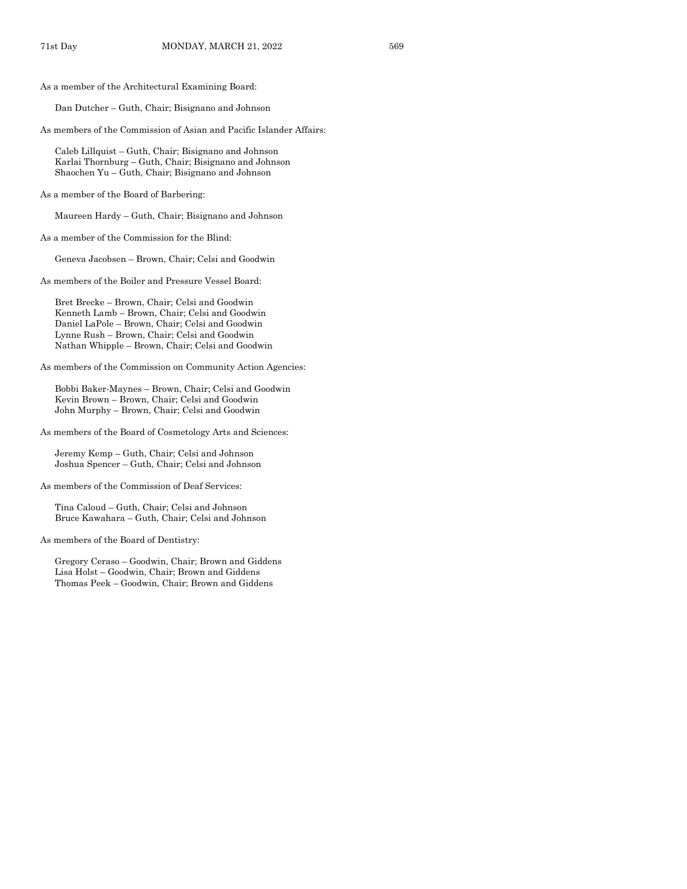As a member of the Architectural Examining Board:

Dan Dutcher – Guth, Chair; Bisignano and Johnson

As members of the Commission of Asian and Pacific Islander Affairs:

Caleb Lillquist – Guth, Chair; Bisignano and Johnson
Karlai Thornburg – Guth, Chair; Bisignano and Johnson
Shaochen Yu – Guth, Chair; Bisignano and Johnson

As a member of the Board of Barbering:

Maureen Hardy – Guth, Chair; Bisignano and Johnson

As a member of the Commission for the Blind:

Geneva Jacobsen – Brown, Chair; Celsi and Goodwin

As members of the Boiler and Pressure Vessel Board:

Bret Brecke – Brown, Chair; Celsi and Goodwin
Kenneth Lamb – Brown, Chair; Celsi and Goodwin
Daniel LaPole – Brown, Chair; Celsi and Goodwin
Lynne Rush – Brown, Chair; Celsi and Goodwin
Nathan Whipple – Brown, Chair; Celsi and Goodwin

As members of the Commission on Community Action Agencies:

Bobbi Baker-Maynes – Brown, Chair; Celsi and Goodwin
Kevin Brown – Brown, Chair; Celsi and Goodwin
John Murphy – Brown, Chair; Celsi and Goodwin

As members of the Board of Cosmetology Arts and Sciences:

Jeremy Kemp – Guth, Chair; Celsi and Johnson
Joshua Spencer – Guth, Chair; Celsi and Johnson

As members of the Commission of Deaf Services:

Tina Caloud – Guth, Chair; Celsi and Johnson
Bruce Kawahara – Guth, Chair; Celsi and Johnson

As members of the Board of Dentistry:

Gregory Ceraso – Goodwin, Chair; Brown and Giddens
Lisa Holst – Goodwin, Chair; Brown and Giddens
Thomas Peek – Goodwin, Chair; Brown and Giddens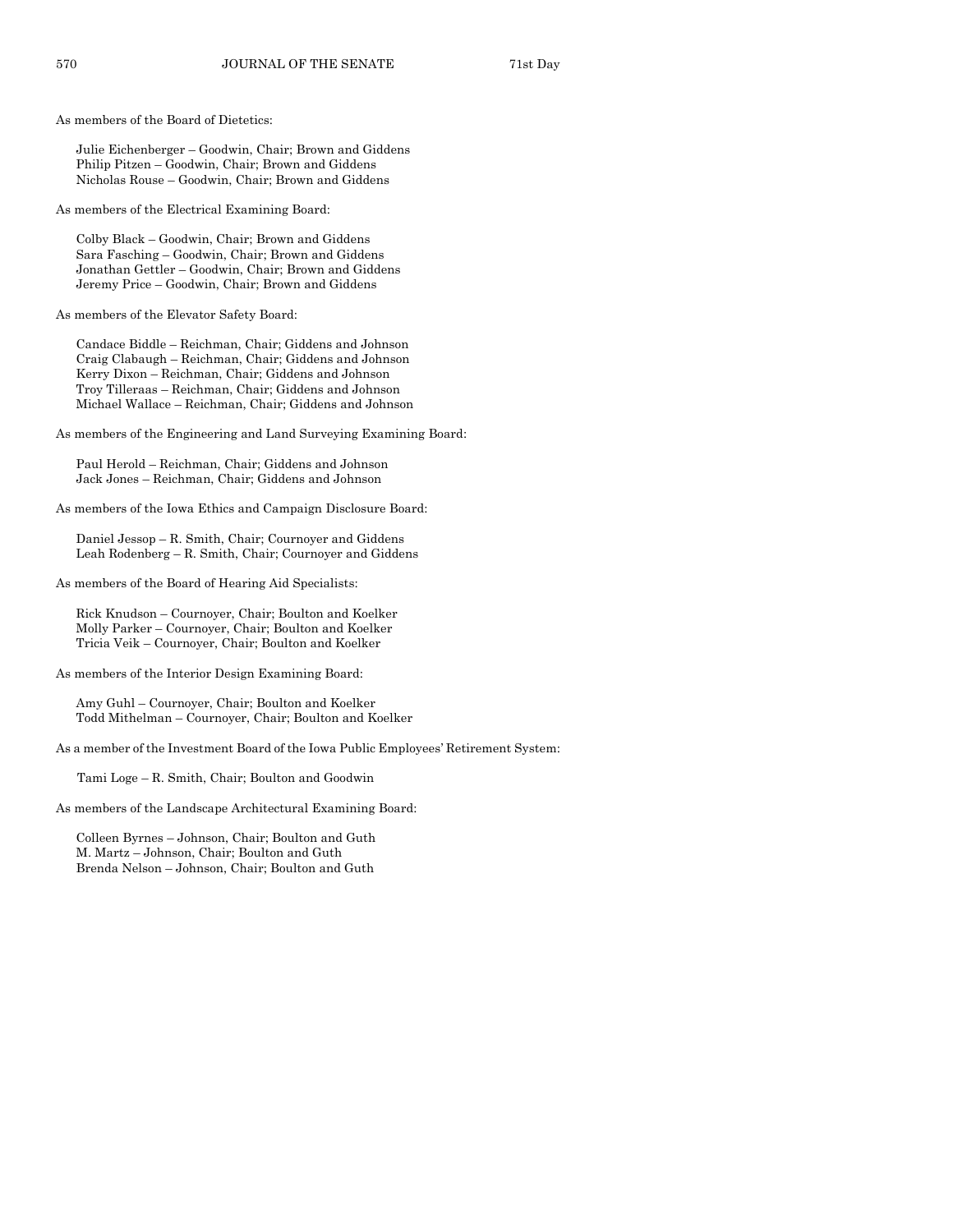As members of the Board of Dietetics:

Julie Eichenberger – Goodwin, Chair; Brown and Giddens
Philip Pitzen – Goodwin, Chair; Brown and Giddens
Nicholas Rouse – Goodwin, Chair; Brown and Giddens

As members of the Electrical Examining Board:

Colby Black – Goodwin, Chair; Brown and Giddens
Sara Fasching – Goodwin, Chair; Brown and Giddens
Jonathan Gettler – Goodwin, Chair; Brown and Giddens
Jeremy Price – Goodwin, Chair; Brown and Giddens

As members of the Elevator Safety Board:

Candace Biddle – Reichman, Chair; Giddens and Johnson
Craig Clabaugh – Reichman, Chair; Giddens and Johnson
Kerry Dixon – Reichman, Chair; Giddens and Johnson
Troy Tilleraas – Reichman, Chair; Giddens and Johnson
Michael Wallace – Reichman, Chair; Giddens and Johnson

As members of the Engineering and Land Surveying Examining Board:

Paul Herold – Reichman, Chair; Giddens and Johnson
Jack Jones – Reichman, Chair; Giddens and Johnson

As members of the Iowa Ethics and Campaign Disclosure Board:

Daniel Jessop – R. Smith, Chair; Cournoyer and Giddens
Leah Rodenberg – R. Smith, Chair; Cournoyer and Giddens

As members of the Board of Hearing Aid Specialists:

Rick Knudson – Cournoyer, Chair; Boulton and Koelker
Molly Parker – Cournoyer, Chair; Boulton and Koelker
Tricia Veik – Cournoyer, Chair; Boulton and Koelker

As members of the Interior Design Examining Board:

Amy Guhl – Cournoyer, Chair; Boulton and Koelker
Todd Mithelman – Cournoyer, Chair; Boulton and Koelker

As a member of the Investment Board of the Iowa Public Employees' Retirement System:

Tami Loge – R. Smith, Chair; Boulton and Goodwin

As members of the Landscape Architectural Examining Board:

Colleen Byrnes – Johnson, Chair; Boulton and Guth
M. Martz – Johnson, Chair; Boulton and Guth
Brenda Nelson – Johnson, Chair; Boulton and Guth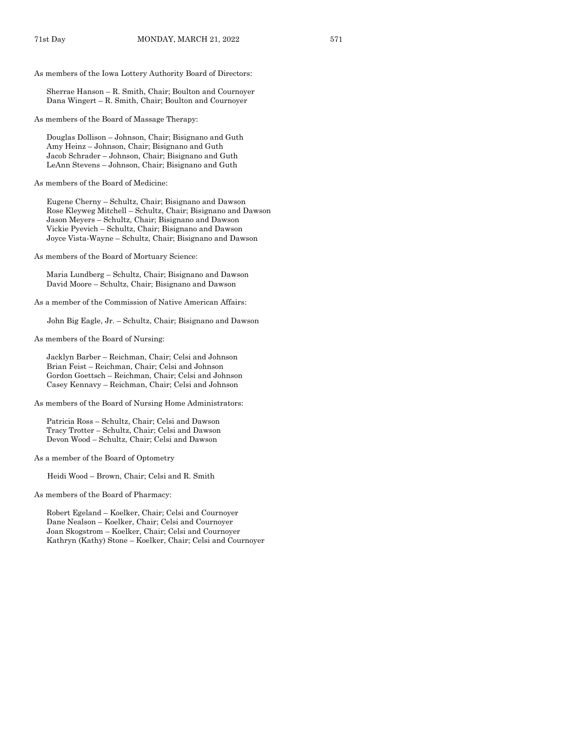As members of the Iowa Lottery Authority Board of Directors:

Sherrae Hanson – R. Smith, Chair; Boulton and Cournoyer
Dana Wingert – R. Smith, Chair; Boulton and Cournoyer

As members of the Board of Massage Therapy:

Douglas Dollison – Johnson, Chair; Bisignano and Guth
Amy Heinz – Johnson, Chair; Bisignano and Guth
Jacob Schrader – Johnson, Chair; Bisignano and Guth
LeAnn Stevens – Johnson, Chair; Bisignano and Guth

As members of the Board of Medicine:

Eugene Cherny – Schultz, Chair; Bisignano and Dawson
Rose Kleyweg Mitchell – Schultz, Chair; Bisignano and Dawson
Jason Meyers – Schultz, Chair; Bisignano and Dawson
Vickie Pyevich – Schultz, Chair; Bisignano and Dawson
Joyce Vista-Wayne – Schultz, Chair; Bisignano and Dawson

As members of the Board of Mortuary Science:

Maria Lundberg – Schultz, Chair; Bisignano and Dawson
David Moore – Schultz, Chair; Bisignano and Dawson

As a member of the Commission of Native American Affairs:

John Big Eagle, Jr. – Schultz, Chair; Bisignano and Dawson

As members of the Board of Nursing:

Jacklyn Barber – Reichman, Chair; Celsi and Johnson
Brian Feist – Reichman, Chair; Celsi and Johnson
Gordon Goettsch – Reichman, Chair; Celsi and Johnson
Casey Kennavy – Reichman, Chair; Celsi and Johnson

As members of the Board of Nursing Home Administrators:

Patricia Ross – Schultz, Chair; Celsi and Dawson
Tracy Trotter – Schultz, Chair; Celsi and Dawson
Devon Wood – Schultz, Chair; Celsi and Dawson

As a member of the Board of Optometry

Heidi Wood – Brown, Chair; Celsi and R. Smith

As members of the Board of Pharmacy:

Robert Egeland – Koelker, Chair; Celsi and Cournoyer
Dane Nealson – Koelker, Chair; Celsi and Cournoyer
Joan Skogstrom – Koelker, Chair; Celsi and Cournoyer
Kathryn (Kathy) Stone – Koelker, Chair; Celsi and Cournoyer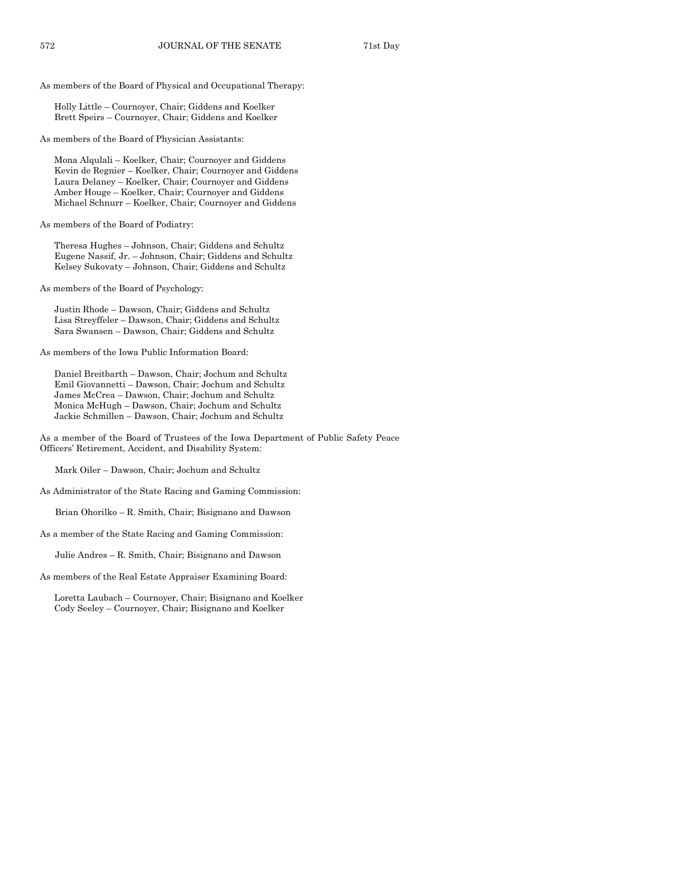As members of the Board of Physical and Occupational Therapy:

Holly Little – Cournoyer, Chair; Giddens and Koelker
Brett Speirs – Cournoyer, Chair; Giddens and Koelker

As members of the Board of Physician Assistants:

Mona Alqulali – Koelker, Chair; Cournoyer and Giddens
Kevin de Regnier – Koelker, Chair; Cournoyer and Giddens
Laura Delaney – Koelker, Chair; Cournoyer and Giddens
Amber Houge – Koelker, Chair; Cournoyer and Giddens
Michael Schnurr – Koelker, Chair; Cournoyer and Giddens

As members of the Board of Podiatry:

Theresa Hughes – Johnson, Chair; Giddens and Schultz
Eugene Nassif, Jr. – Johnson, Chair; Giddens and Schultz
Kelsey Sukovaty – Johnson, Chair; Giddens and Schultz

As members of the Board of Psychology:

Justin Rhode – Dawson, Chair; Giddens and Schultz
Lisa Streyffeler – Dawson, Chair; Giddens and Schultz
Sara Swansen – Dawson, Chair; Giddens and Schultz

As members of the Iowa Public Information Board:

Daniel Breitbarth – Dawson, Chair; Jochum and Schultz
Emil Giovannetti – Dawson, Chair; Jochum and Schultz
James McCrea – Dawson, Chair; Jochum and Schultz
Monica McHugh – Dawson, Chair; Jochum and Schultz
Jackie Schmillen – Dawson, Chair; Jochum and Schultz

As a member of the Board of Trustees of the Iowa Department of Public Safety Peace Officers' Retirement, Accident, and Disability System:

Mark Oiler – Dawson, Chair; Jochum and Schultz

As Administrator of the State Racing and Gaming Commission:

Brian Ohorilko – R. Smith, Chair; Bisignano and Dawson

As a member of the State Racing and Gaming Commission:

Julie Andres – R. Smith, Chair; Bisignano and Dawson

As members of the Real Estate Appraiser Examining Board:

Loretta Laubach – Cournoyer, Chair; Bisignano and Koelker
Cody Seeley – Cournoyer, Chair; Bisignano and Koelker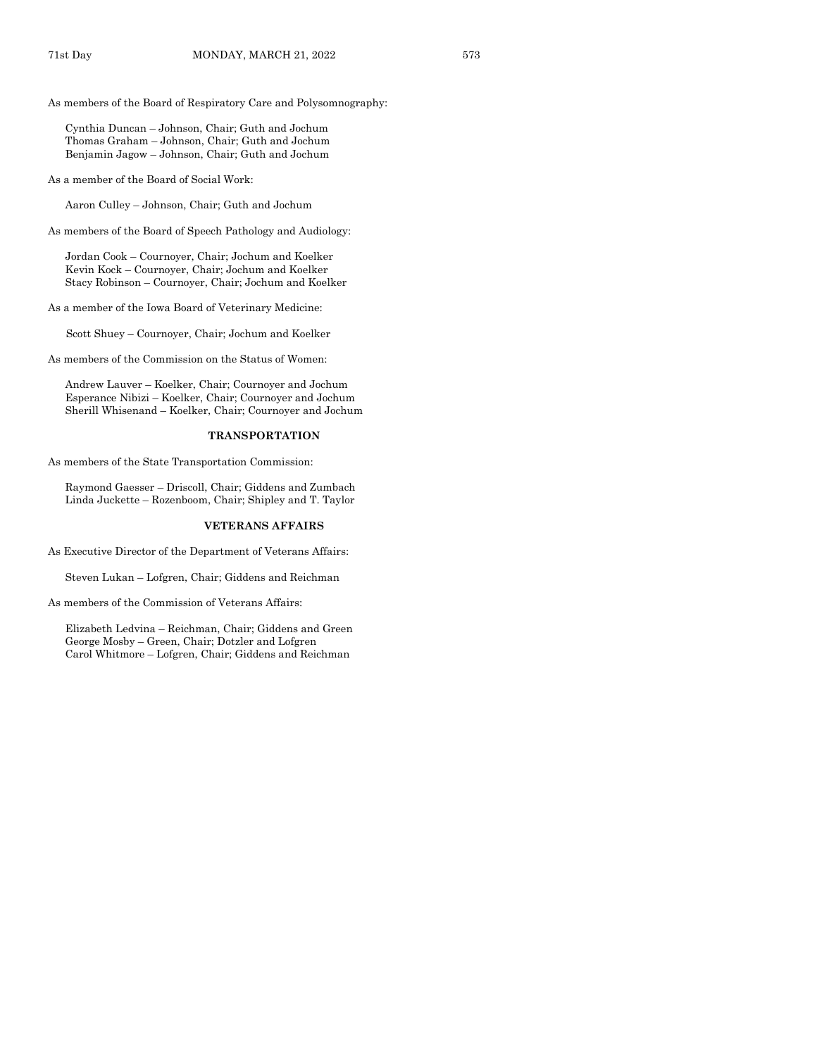As members of the Board of Respiratory Care and Polysomnography:

Cynthia Duncan – Johnson, Chair; Guth and Jochum
Thomas Graham – Johnson, Chair; Guth and Jochum
Benjamin Jagow – Johnson, Chair; Guth and Jochum

As a member of the Board of Social Work:

Aaron Culley – Johnson, Chair; Guth and Jochum

As members of the Board of Speech Pathology and Audiology:

Jordan Cook – Cournoyer, Chair; Jochum and Koelker
Kevin Kock – Cournoyer, Chair; Jochum and Koelker
Stacy Robinson – Cournoyer, Chair; Jochum and Koelker

As a member of the Iowa Board of Veterinary Medicine:

Scott Shuey – Cournoyer, Chair; Jochum and Koelker

As members of the Commission on the Status of Women:

Andrew Lauver – Koelker, Chair; Cournoyer and Jochum
Esperance Nibizi – Koelker, Chair; Cournoyer and Jochum
Sherill Whisenand – Koelker, Chair; Cournoyer and Jochum

**TRANSPORTATION**

As members of the State Transportation Commission:

Raymond Gaesser – Driscoll, Chair; Giddens and Zumbach
Linda Juckette – Rozenboom, Chair; Shipley and T. Taylor

**VETERANS AFFAIRS**

As Executive Director of the Department of Veterans Affairs:

Steven Lukan – Lofgren, Chair; Giddens and Reichman

As members of the Commission of Veterans Affairs:

Elizabeth Ledvina – Reichman, Chair; Giddens and Green
George Mosby – Green, Chair; Dotzler and Lofgren
Carol Whitmore – Lofgren, Chair; Giddens and Reichman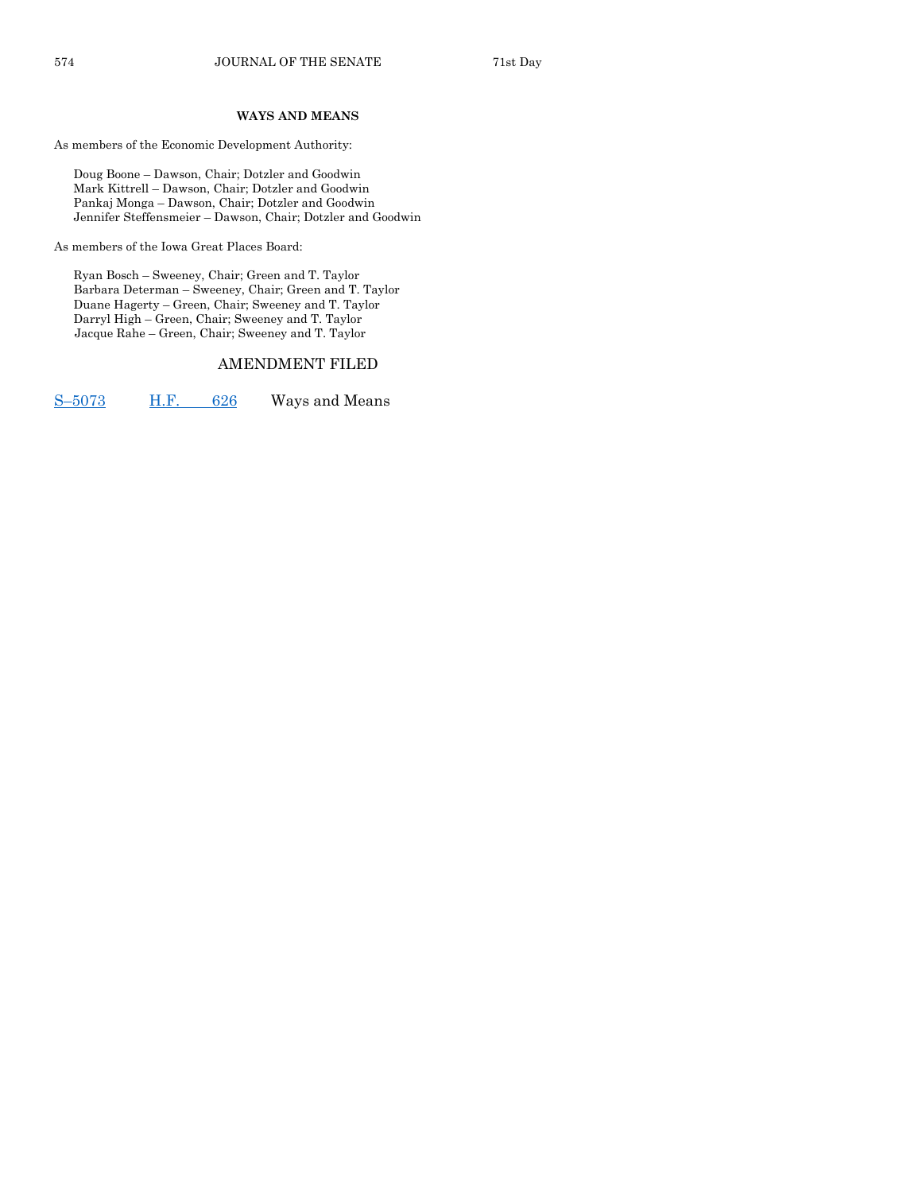**WAYS AND MEANS**

As members of the Economic Development Authority:

Doug Boone – Dawson, Chair; Dotzler and Goodwin
Mark Kittrell – Dawson, Chair; Dotzler and Goodwin
Pankaj Monga – Dawson, Chair; Dotzler and Goodwin
Jennifer Steffensmeier – Dawson, Chair; Dotzler and Goodwin

As members of the Iowa Great Places Board:

Ryan Bosch – Sweeney, Chair; Green and T. Taylor
Barbara Determan – Sweeney, Chair; Green and T. Taylor
Duane Hagerty – Green, Chair; Sweeney and T. Taylor
Darryl High – Green, Chair; Sweeney and T. Taylor
Jacque Rahe – Green, Chair; Sweeney and T. Taylor

## AMENDMENT FILED

S–5073 H.F. 626 Ways and Means